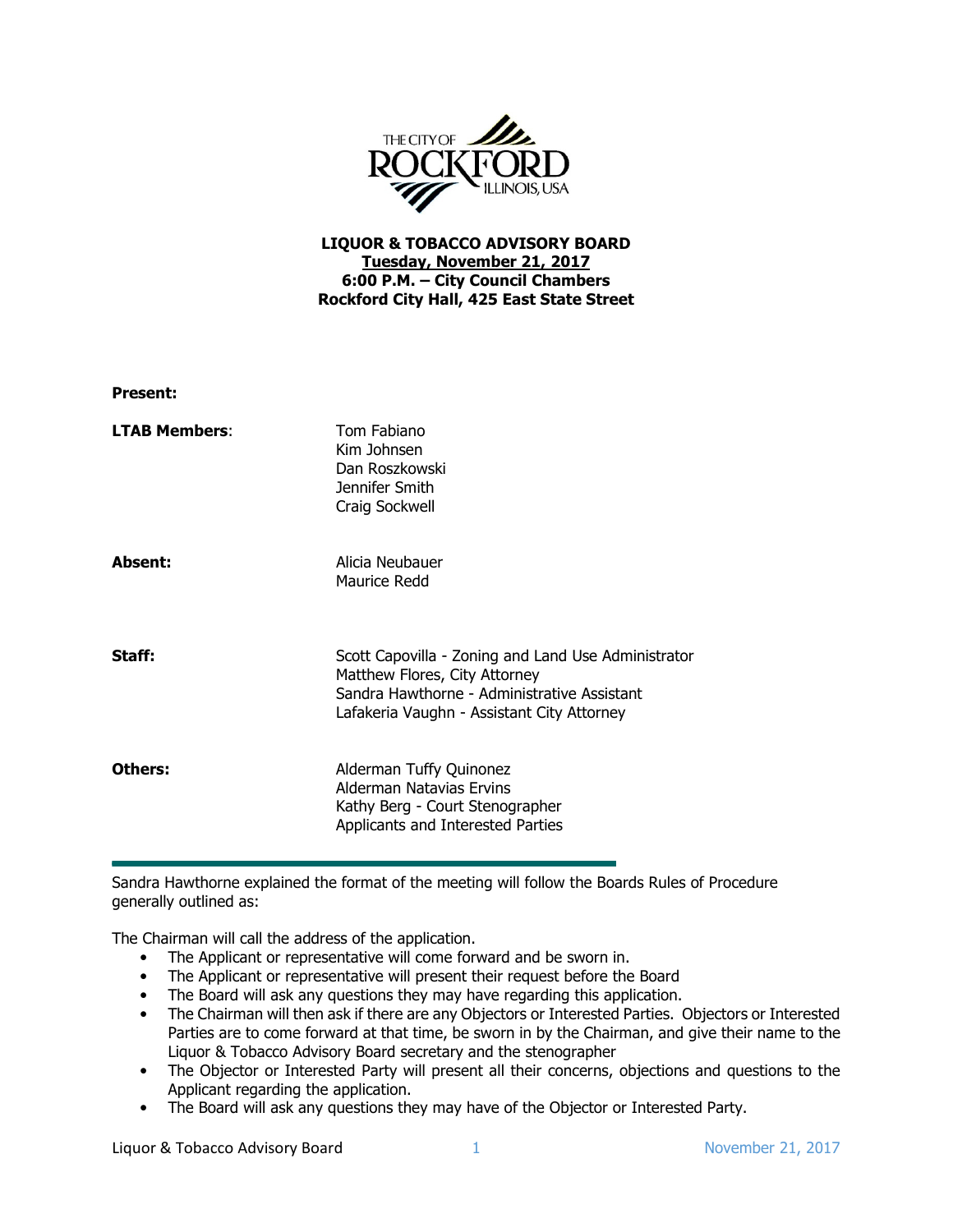**LIQUOR & TOBACCO ADVISORY BOARD**
**Tuesday, November 21, 2017**
**6:00 P.M. – City Council Chambers**
**Rockford City Hall, 425 East State Street**

**Present:**

| | |
|---|---|
| **LTAB Members**: | Tom Fabiano<br>Kim Johnsen<br>Dan Roszkowski<br>Jennifer Smith<br>Craig Sockwell |
| **Absent:** | Alicia Neubauer<br>Maurice Redd |
| **Staff:** | Scott Capovilla - Zoning and Land Use Administrator<br>Matthew Flores, City Attorney<br>Sandra Hawthorne - Administrative Assistant<br>Lafakeria Vaughn - Assistant City Attorney |
| **Others:** | Alderman Tuffy Quinonez<br>Alderman Natavias Ervins<br>Kathy Berg - Court Stenographer<br>Applicants and Interested Parties |

Sandra Hawthorne explained the format of the meeting will follow the Boards Rules of Procedure generally outlined as:

The Chairman will call the address of the application.

- The Applicant or representative will come forward and be sworn in.
- The Applicant or representative will present their request before the Board
- The Board will ask any questions they may have regarding this application.
- The Chairman will then ask if there are any Objectors or Interested Parties. Objectors or Interested Parties are to come forward at that time, be sworn in by the Chairman, and give their name to the Liquor & Tobacco Advisory Board secretary and the stenographer
- The Objector or Interested Party will present all their concerns, objections and questions to the Applicant regarding the application.
- The Board will ask any questions they may have of the Objector or Interested Party.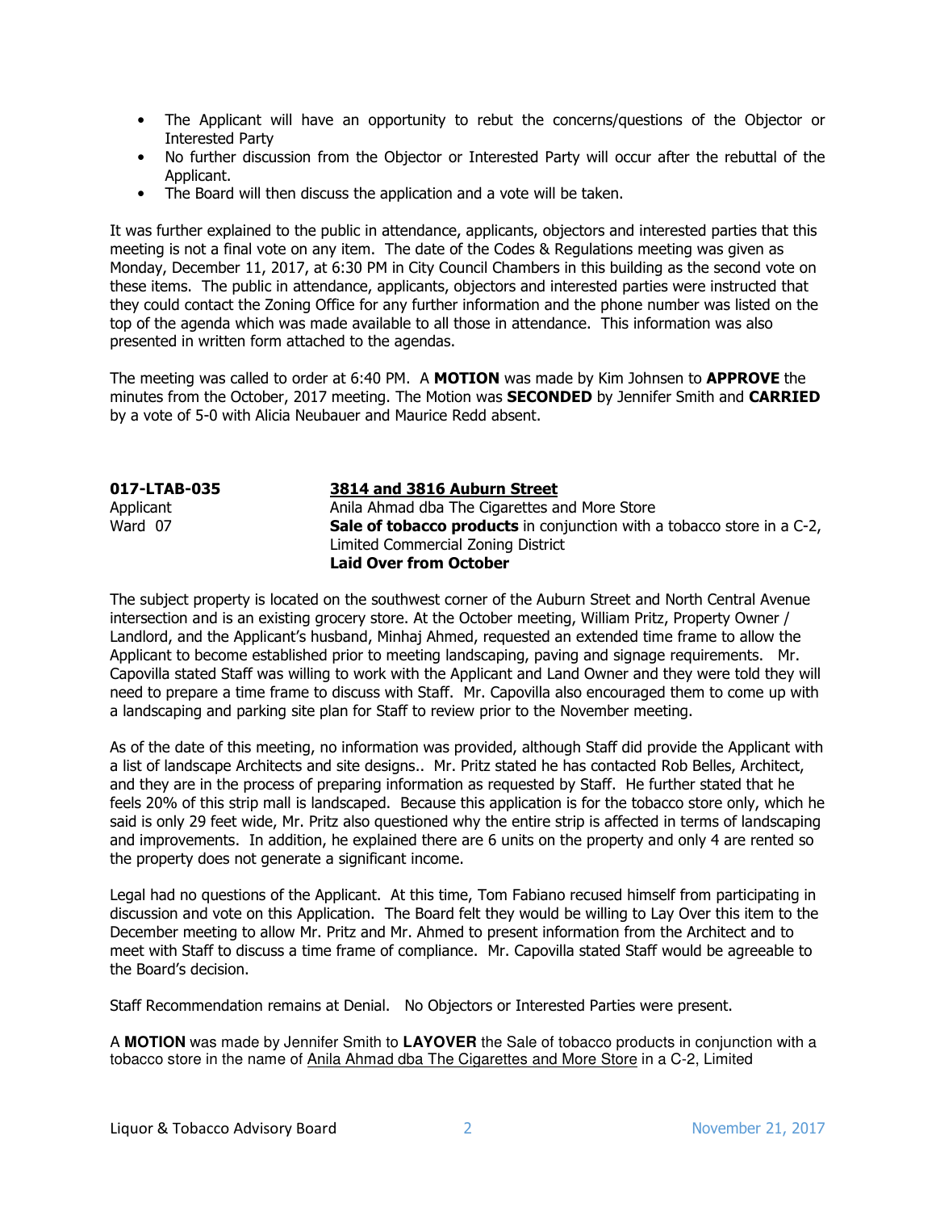- The Applicant will have an opportunity to rebut the concerns/questions of the Objector or Interested Party
- No further discussion from the Objector or Interested Party will occur after the rebuttal of the Applicant.
- The Board will then discuss the application and a vote will be taken.

It was further explained to the public in attendance, applicants, objectors and interested parties that this meeting is not a final vote on any item. The date of the Codes & Regulations meeting was given as Monday, December 11, 2017, at 6:30 PM in City Council Chambers in this building as the second vote on these items. The public in attendance, applicants, objectors and interested parties were instructed that they could contact the Zoning Office for any further information and the phone number was listed on the top of the agenda which was made available to all those in attendance. This information was also presented in written form attached to the agendas.

The meeting was called to order at 6:40 PM. A **MOTION** was made by Kim Johnsen to **APPROVE** the minutes from the October, 2017 meeting. The Motion was **SECONDED** by Jennifer Smith and **CARRIED** by a vote of 5-0 with Alicia Neubauer and Maurice Redd absent.

**017-LTAB-035** — **3814 and 3816 Auburn Street**
Applicant — Anila Ahmad dba The Cigarettes and More Store
Ward 07 — **Sale of tobacco products** in conjunction with a tobacco store in a C-2, Limited Commercial Zoning District
**Laid Over from October**

The subject property is located on the southwest corner of the Auburn Street and North Central Avenue intersection and is an existing grocery store. At the October meeting, William Pritz, Property Owner / Landlord, and the Applicant's husband, Minhaj Ahmed, requested an extended time frame to allow the Applicant to become established prior to meeting landscaping, paving and signage requirements. Mr. Capovilla stated Staff was willing to work with the Applicant and Land Owner and they were told they will need to prepare a time frame to discuss with Staff. Mr. Capovilla also encouraged them to come up with a landscaping and parking site plan for Staff to review prior to the November meeting.

As of the date of this meeting, no information was provided, although Staff did provide the Applicant with a list of landscape Architects and site designs.. Mr. Pritz stated he has contacted Rob Belles, Architect, and they are in the process of preparing information as requested by Staff. He further stated that he feels 20% of this strip mall is landscaped. Because this application is for the tobacco store only, which he said is only 29 feet wide, Mr. Pritz also questioned why the entire strip is affected in terms of landscaping and improvements. In addition, he explained there are 6 units on the property and only 4 are rented so the property does not generate a significant income.

Legal had no questions of the Applicant. At this time, Tom Fabiano recused himself from participating in discussion and vote on this Application. The Board felt they would be willing to Lay Over this item to the December meeting to allow Mr. Pritz and Mr. Ahmed to present information from the Architect and to meet with Staff to discuss a time frame of compliance. Mr. Capovilla stated Staff would be agreeable to the Board's decision.

Staff Recommendation remains at Denial. No Objectors or Interested Parties were present.

A **MOTION** was made by Jennifer Smith to **LAYOVER** the Sale of tobacco products in conjunction with a tobacco store in the name of Anila Ahmad dba The Cigarettes and More Store in a C-2, Limited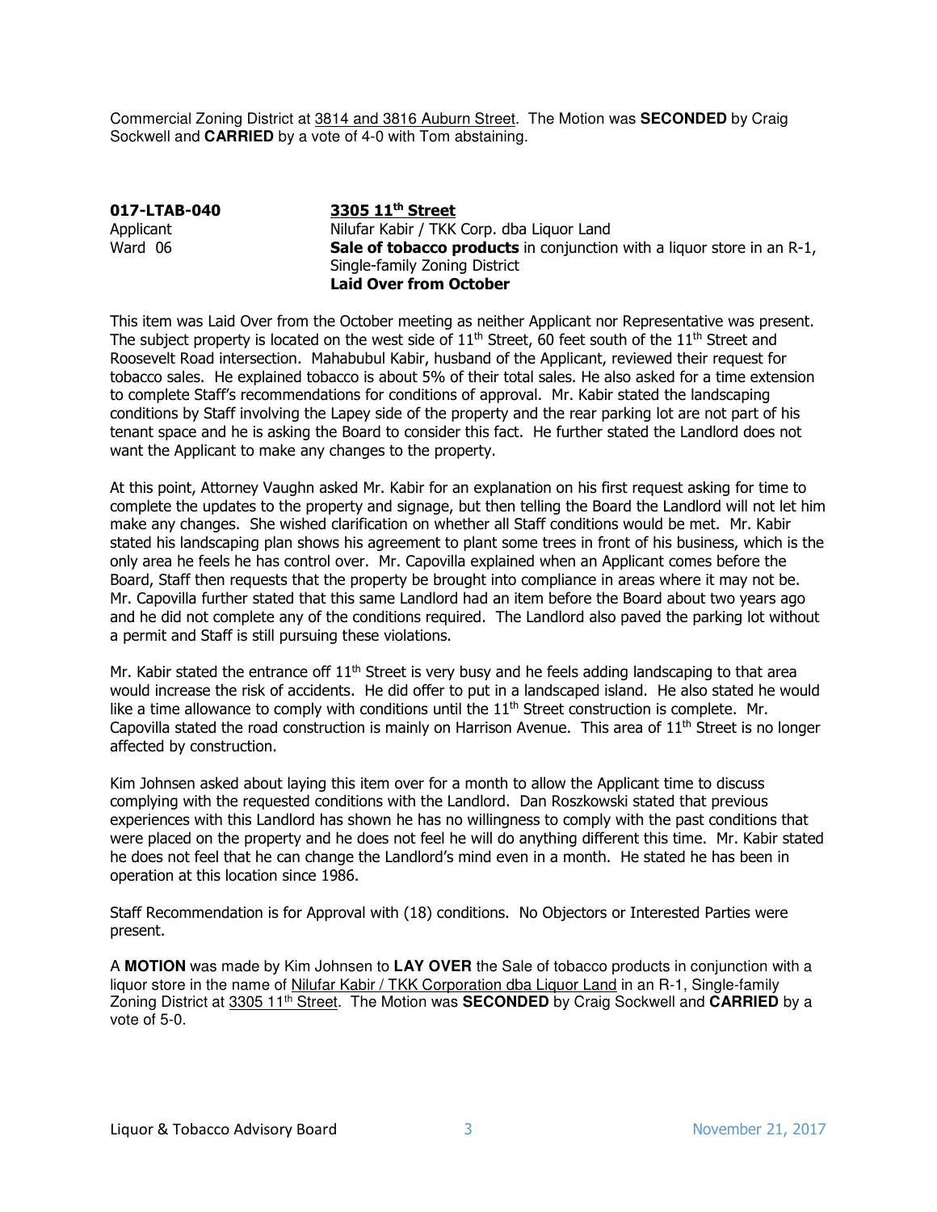Commercial Zoning District at 3814 and 3816 Auburn Street. The Motion was **SECONDED** by Craig Sockwell and **CARRIED** by a vote of 4-0 with Tom abstaining.

| | |
|---|---|
| **017-LTAB-040** | **3305 11th Street** |
| Applicant | Nilufar Kabir / TKK Corp. dba Liquor Land |
| Ward 06 | **Sale of tobacco products** in conjunction with a liquor store in an R-1, Single-family Zoning District |
| | **Laid Over from October** |

This item was Laid Over from the October meeting as neither Applicant nor Representative was present. The subject property is located on the west side of 11th Street, 60 feet south of the 11th Street and Roosevelt Road intersection. Mahabubul Kabir, husband of the Applicant, reviewed their request for tobacco sales. He explained tobacco is about 5% of their total sales. He also asked for a time extension to complete Staff's recommendations for conditions of approval. Mr. Kabir stated the landscaping conditions by Staff involving the Lapey side of the property and the rear parking lot are not part of his tenant space and he is asking the Board to consider this fact. He further stated the Landlord does not want the Applicant to make any changes to the property.

At this point, Attorney Vaughn asked Mr. Kabir for an explanation on his first request asking for time to complete the updates to the property and signage, but then telling the Board the Landlord will not let him make any changes. She wished clarification on whether all Staff conditions would be met. Mr. Kabir stated his landscaping plan shows his agreement to plant some trees in front of his business, which is the only area he feels he has control over. Mr. Capovilla explained when an Applicant comes before the Board, Staff then requests that the property be brought into compliance in areas where it may not be. Mr. Capovilla further stated that this same Landlord had an item before the Board about two years ago and he did not complete any of the conditions required. The Landlord also paved the parking lot without a permit and Staff is still pursuing these violations.

Mr. Kabir stated the entrance off 11th Street is very busy and he feels adding landscaping to that area would increase the risk of accidents. He did offer to put in a landscaped island. He also stated he would like a time allowance to comply with conditions until the 11th Street construction is complete. Mr. Capovilla stated the road construction is mainly on Harrison Avenue. This area of 11th Street is no longer affected by construction.

Kim Johnsen asked about laying this item over for a month to allow the Applicant time to discuss complying with the requested conditions with the Landlord. Dan Roszkowski stated that previous experiences with this Landlord has shown he has no willingness to comply with the past conditions that were placed on the property and he does not feel he will do anything different this time. Mr. Kabir stated he does not feel that he can change the Landlord's mind even in a month. He stated he has been in operation at this location since 1986.

Staff Recommendation is for Approval with (18) conditions. No Objectors or Interested Parties were present.

A **MOTION** was made by Kim Johnsen to **LAY OVER** the Sale of tobacco products in conjunction with a liquor store in the name of Nilufar Kabir / TKK Corporation dba Liquor Land in an R-1, Single-family Zoning District at 3305 11th Street. The Motion was **SECONDED** by Craig Sockwell and **CARRIED** by a vote of 5-0.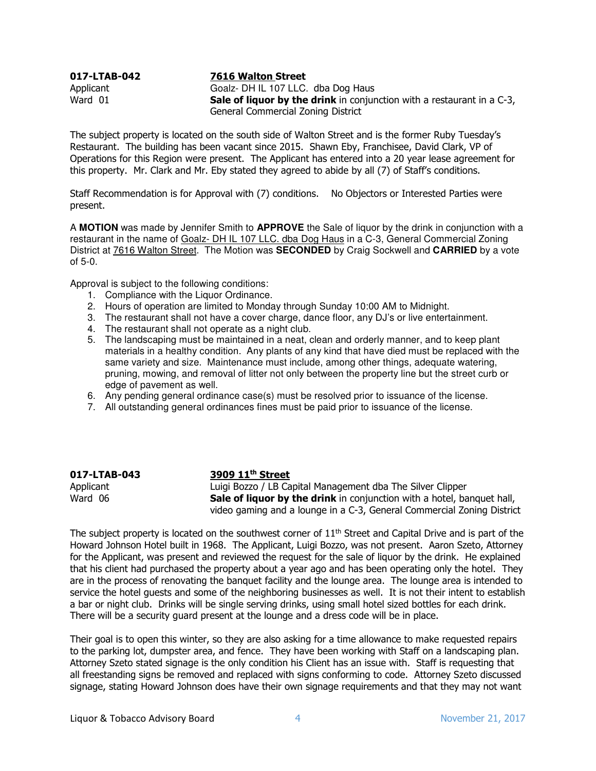**017-LTAB-042** **7616 Walton Street**
Applicant Goalz- DH IL 107 LLC. dba Dog Haus
Ward 01 **Sale of liquor by the drink** in conjunction with a restaurant in a C-3, General Commercial Zoning District

The subject property is located on the south side of Walton Street and is the former Ruby Tuesday's Restaurant. The building has been vacant since 2015. Shawn Eby, Franchisee, David Clark, VP of Operations for this Region were present. The Applicant has entered into a 20 year lease agreement for this property. Mr. Clark and Mr. Eby stated they agreed to abide by all (7) of Staff's conditions.

Staff Recommendation is for Approval with (7) conditions. No Objectors or Interested Parties were present.

A **MOTION** was made by Jennifer Smith to **APPROVE** the Sale of liquor by the drink in conjunction with a restaurant in the name of Goalz- DH IL 107 LLC. dba Dog Haus in a C-3, General Commercial Zoning District at 7616 Walton Street. The Motion was **SECONDED** by Craig Sockwell and **CARRIED** by a vote of 5-0.

Approval is subject to the following conditions:

1. Compliance with the Liquor Ordinance.
2. Hours of operation are limited to Monday through Sunday 10:00 AM to Midnight.
3. The restaurant shall not have a cover charge, dance floor, any DJ's or live entertainment.
4. The restaurant shall not operate as a night club.
5. The landscaping must be maintained in a neat, clean and orderly manner, and to keep plant materials in a healthy condition. Any plants of any kind that have died must be replaced with the same variety and size. Maintenance must include, among other things, adequate watering, pruning, mowing, and removal of litter not only between the property line but the street curb or edge of pavement as well.
6. Any pending general ordinance case(s) must be resolved prior to issuance of the license.
7. All outstanding general ordinances fines must be paid prior to issuance of the license.

**017-LTAB-043** **3909 11th Street**
Applicant Luigi Bozzo / LB Capital Management dba The Silver Clipper
Ward 06 **Sale of liquor by the drink** in conjunction with a hotel, banquet hall, video gaming and a lounge in a C-3, General Commercial Zoning District

The subject property is located on the southwest corner of 11th Street and Capital Drive and is part of the Howard Johnson Hotel built in 1968. The Applicant, Luigi Bozzo, was not present. Aaron Szeto, Attorney for the Applicant, was present and reviewed the request for the sale of liquor by the drink. He explained that his client had purchased the property about a year ago and has been operating only the hotel. They are in the process of renovating the banquet facility and the lounge area. The lounge area is intended to service the hotel guests and some of the neighboring businesses as well. It is not their intent to establish a bar or night club. Drinks will be single serving drinks, using small hotel sized bottles for each drink. There will be a security guard present at the lounge and a dress code will be in place.

Their goal is to open this winter, so they are also asking for a time allowance to make requested repairs to the parking lot, dumpster area, and fence. They have been working with Staff on a landscaping plan. Attorney Szeto stated signage is the only condition his Client has an issue with. Staff is requesting that all freestanding signs be removed and replaced with signs conforming to code. Attorney Szeto discussed signage, stating Howard Johnson does have their own signage requirements and that they may not want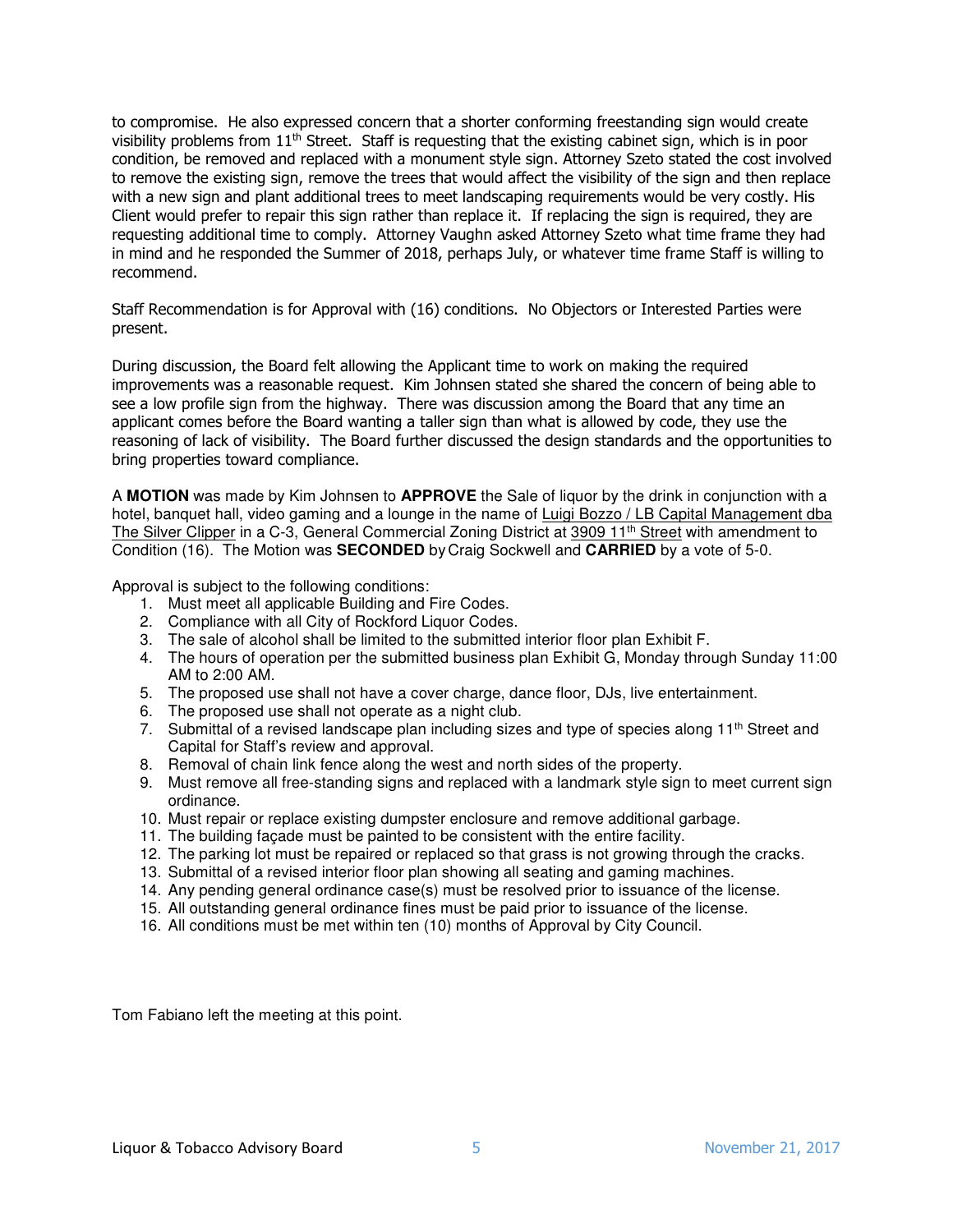to compromise. He also expressed concern that a shorter conforming freestanding sign would create visibility problems from 11th Street. Staff is requesting that the existing cabinet sign, which is in poor condition, be removed and replaced with a monument style sign. Attorney Szeto stated the cost involved to remove the existing sign, remove the trees that would affect the visibility of the sign and then replace with a new sign and plant additional trees to meet landscaping requirements would be very costly. His Client would prefer to repair this sign rather than replace it. If replacing the sign is required, they are requesting additional time to comply. Attorney Vaughn asked Attorney Szeto what time frame they had in mind and he responded the Summer of 2018, perhaps July, or whatever time frame Staff is willing to recommend.

Staff Recommendation is for Approval with (16) conditions. No Objectors or Interested Parties were present.

During discussion, the Board felt allowing the Applicant time to work on making the required improvements was a reasonable request. Kim Johnsen stated she shared the concern of being able to see a low profile sign from the highway. There was discussion among the Board that any time an applicant comes before the Board wanting a taller sign than what is allowed by code, they use the reasoning of lack of visibility. The Board further discussed the design standards and the opportunities to bring properties toward compliance.

A **MOTION** was made by Kim Johnsen to **APPROVE** the Sale of liquor by the drink in conjunction with a hotel, banquet hall, video gaming and a lounge in the name of Luigi Bozzo / LB Capital Management dba The Silver Clipper in a C-3, General Commercial Zoning District at 3909 11th Street with amendment to Condition (16). The Motion was **SECONDED** by Craig Sockwell and **CARRIED** by a vote of 5-0.

Approval is subject to the following conditions:

1. Must meet all applicable Building and Fire Codes.
2. Compliance with all City of Rockford Liquor Codes.
3. The sale of alcohol shall be limited to the submitted interior floor plan Exhibit F.
4. The hours of operation per the submitted business plan Exhibit G, Monday through Sunday 11:00 AM to 2:00 AM.
5. The proposed use shall not have a cover charge, dance floor, DJs, live entertainment.
6. The proposed use shall not operate as a night club.
7. Submittal of a revised landscape plan including sizes and type of species along 11th Street and Capital for Staff's review and approval.
8. Removal of chain link fence along the west and north sides of the property.
9. Must remove all free-standing signs and replaced with a landmark style sign to meet current sign ordinance.
10. Must repair or replace existing dumpster enclosure and remove additional garbage.
11. The building façade must be painted to be consistent with the entire facility.
12. The parking lot must be repaired or replaced so that grass is not growing through the cracks.
13. Submittal of a revised interior floor plan showing all seating and gaming machines.
14. Any pending general ordinance case(s) must be resolved prior to issuance of the license.
15. All outstanding general ordinance fines must be paid prior to issuance of the license.
16. All conditions must be met within ten (10) months of Approval by City Council.

Tom Fabiano left the meeting at this point.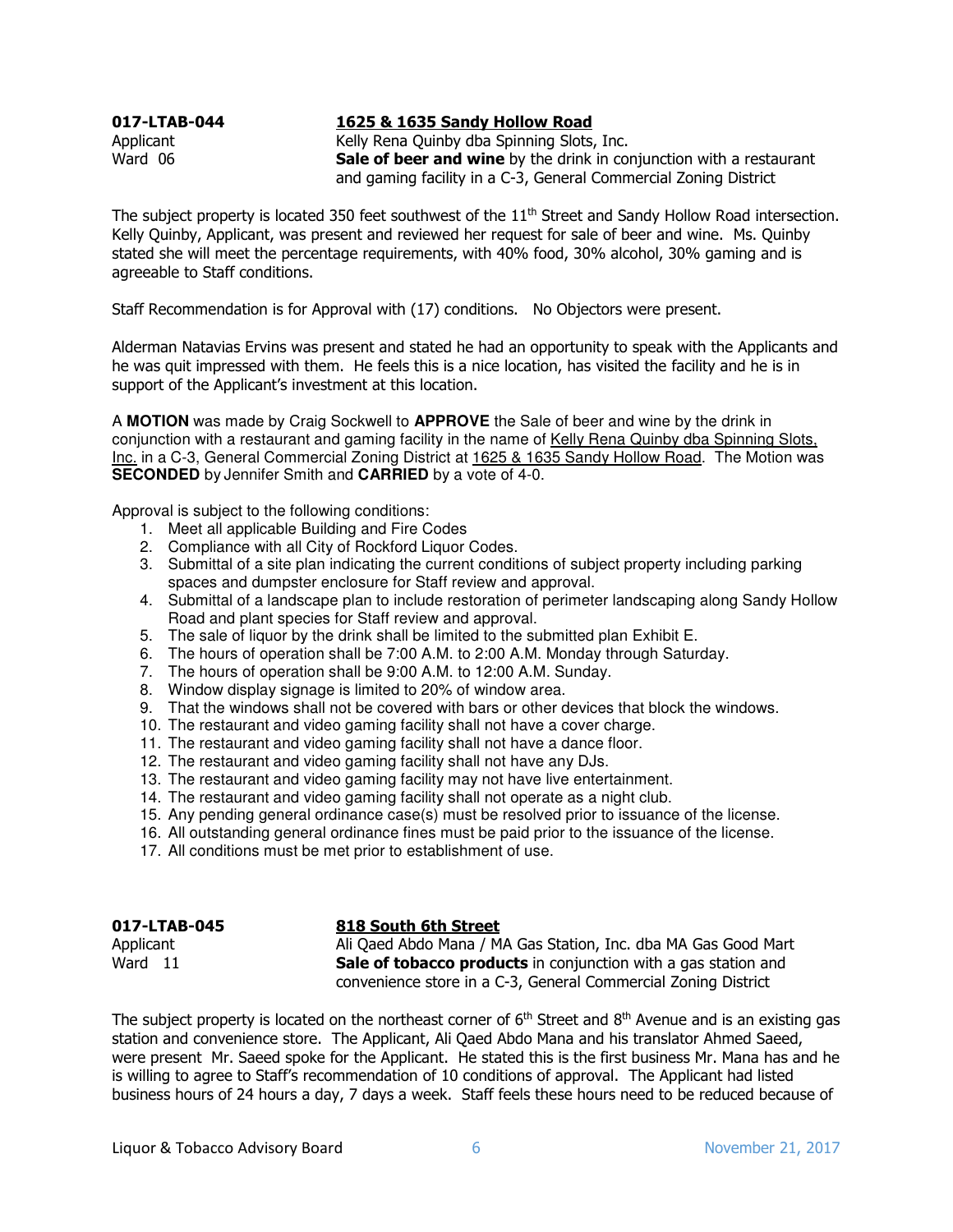**017-LTAB-044** **<u>1625 & 1635 Sandy Hollow Road</u>**
Applicant Kelly Rena Quinby dba Spinning Slots, Inc.
Ward 06 **Sale of beer and wine** by the drink in conjunction with a restaurant and gaming facility in a C-3, General Commercial Zoning District

The subject property is located 350 feet southwest of the 11th Street and Sandy Hollow Road intersection. Kelly Quinby, Applicant, was present and reviewed her request for sale of beer and wine. Ms. Quinby stated she will meet the percentage requirements, with 40% food, 30% alcohol, 30% gaming and is agreeable to Staff conditions.

Staff Recommendation is for Approval with (17) conditions. No Objectors were present.

Alderman Natavias Ervins was present and stated he had an opportunity to speak with the Applicants and he was quit impressed with them. He feels this is a nice location, has visited the facility and he is in support of the Applicant's investment at this location.

A **MOTION** was made by Craig Sockwell to **APPROVE** the Sale of beer and wine by the drink in conjunction with a restaurant and gaming facility in the name of <u>Kelly Rena Quinby dba Spinning Slots, Inc.</u> in a C-3, General Commercial Zoning District at <u>1625 & 1635 Sandy Hollow Road</u>. The Motion was **SECONDED** by Jennifer Smith and **CARRIED** by a vote of 4-0.

Approval is subject to the following conditions:

1. Meet all applicable Building and Fire Codes
2. Compliance with all City of Rockford Liquor Codes.
3. Submittal of a site plan indicating the current conditions of subject property including parking spaces and dumpster enclosure for Staff review and approval.
4. Submittal of a landscape plan to include restoration of perimeter landscaping along Sandy Hollow Road and plant species for Staff review and approval.
5. The sale of liquor by the drink shall be limited to the submitted plan Exhibit E.
6. The hours of operation shall be 7:00 A.M. to 2:00 A.M. Monday through Saturday.
7. The hours of operation shall be 9:00 A.M. to 12:00 A.M. Sunday.
8. Window display signage is limited to 20% of window area.
9. That the windows shall not be covered with bars or other devices that block the windows.
10. The restaurant and video gaming facility shall not have a cover charge.
11. The restaurant and video gaming facility shall not have a dance floor.
12. The restaurant and video gaming facility shall not have any DJs.
13. The restaurant and video gaming facility may not have live entertainment.
14. The restaurant and video gaming facility shall not operate as a night club.
15. Any pending general ordinance case(s) must be resolved prior to issuance of the license.
16. All outstanding general ordinance fines must be paid prior to the issuance of the license.
17. All conditions must be met prior to establishment of use.

**017-LTAB-045** **<u>818 South 6th Street</u>**
Applicant Ali Qaed Abdo Mana / MA Gas Station, Inc. dba MA Gas Good Mart
Ward 11 **Sale of tobacco products** in conjunction with a gas station and convenience store in a C-3, General Commercial Zoning District

The subject property is located on the northeast corner of 6th Street and 8th Avenue and is an existing gas station and convenience store. The Applicant, Ali Qaed Abdo Mana and his translator Ahmed Saeed, were present Mr. Saeed spoke for the Applicant. He stated this is the first business Mr. Mana has and he is willing to agree to Staff's recommendation of 10 conditions of approval. The Applicant had listed business hours of 24 hours a day, 7 days a week. Staff feels these hours need to be reduced because of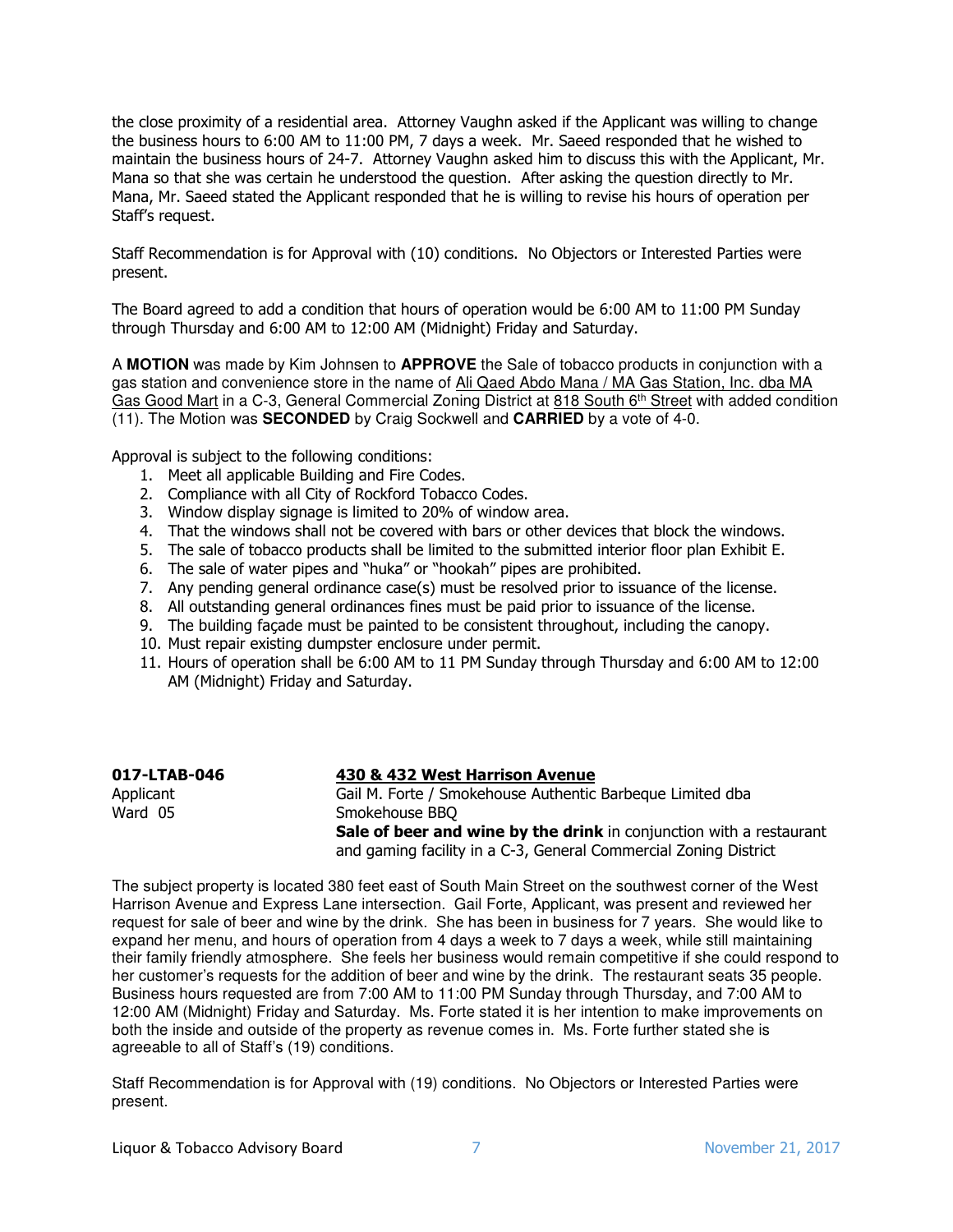the close proximity of a residential area. Attorney Vaughn asked if the Applicant was willing to change the business hours to 6:00 AM to 11:00 PM, 7 days a week. Mr. Saeed responded that he wished to maintain the business hours of 24-7. Attorney Vaughn asked him to discuss this with the Applicant, Mr. Mana so that she was certain he understood the question. After asking the question directly to Mr. Mana, Mr. Saeed stated the Applicant responded that he is willing to revise his hours of operation per Staff's request.

Staff Recommendation is for Approval with (10) conditions. No Objectors or Interested Parties were present.

The Board agreed to add a condition that hours of operation would be 6:00 AM to 11:00 PM Sunday through Thursday and 6:00 AM to 12:00 AM (Midnight) Friday and Saturday.

A **MOTION** was made by Kim Johnsen to **APPROVE** the Sale of tobacco products in conjunction with a gas station and convenience store in the name of Ali Qaed Abdo Mana / MA Gas Station, Inc. dba MA Gas Good Mart in a C-3, General Commercial Zoning District at 818 South 6th Street with added condition (11). The Motion was **SECONDED** by Craig Sockwell and **CARRIED** by a vote of 4-0.

Approval is subject to the following conditions:

1. Meet all applicable Building and Fire Codes.
2. Compliance with all City of Rockford Tobacco Codes.
3. Window display signage is limited to 20% of window area.
4. That the windows shall not be covered with bars or other devices that block the windows.
5. The sale of tobacco products shall be limited to the submitted interior floor plan Exhibit E.
6. The sale of water pipes and "huka" or "hookah" pipes are prohibited.
7. Any pending general ordinance case(s) must be resolved prior to issuance of the license.
8. All outstanding general ordinances fines must be paid prior to issuance of the license.
9. The building façade must be painted to be consistent throughout, including the canopy.
10. Must repair existing dumpster enclosure under permit.
11. Hours of operation shall be 6:00 AM to 11 PM Sunday through Thursday and 6:00 AM to 12:00 AM (Midnight) Friday and Saturday.

**017-LTAB-046** — **430 & 432 West Harrison Avenue**

Applicant: Gail M. Forte / Smokehouse Authentic Barbeque Limited dba Smokehouse BBQ

Ward 05

**Sale of beer and wine by the drink** in conjunction with a restaurant and gaming facility in a C-3, General Commercial Zoning District

The subject property is located 380 feet east of South Main Street on the southwest corner of the West Harrison Avenue and Express Lane intersection. Gail Forte, Applicant, was present and reviewed her request for sale of beer and wine by the drink. She has been in business for 7 years. She would like to expand her menu, and hours of operation from 4 days a week to 7 days a week, while still maintaining their family friendly atmosphere. She feels her business would remain competitive if she could respond to her customer's requests for the addition of beer and wine by the drink. The restaurant seats 35 people. Business hours requested are from 7:00 AM to 11:00 PM Sunday through Thursday, and 7:00 AM to 12:00 AM (Midnight) Friday and Saturday. Ms. Forte stated it is her intention to make improvements on both the inside and outside of the property as revenue comes in. Ms. Forte further stated she is agreeable to all of Staff's (19) conditions.

Staff Recommendation is for Approval with (19) conditions. No Objectors or Interested Parties were present.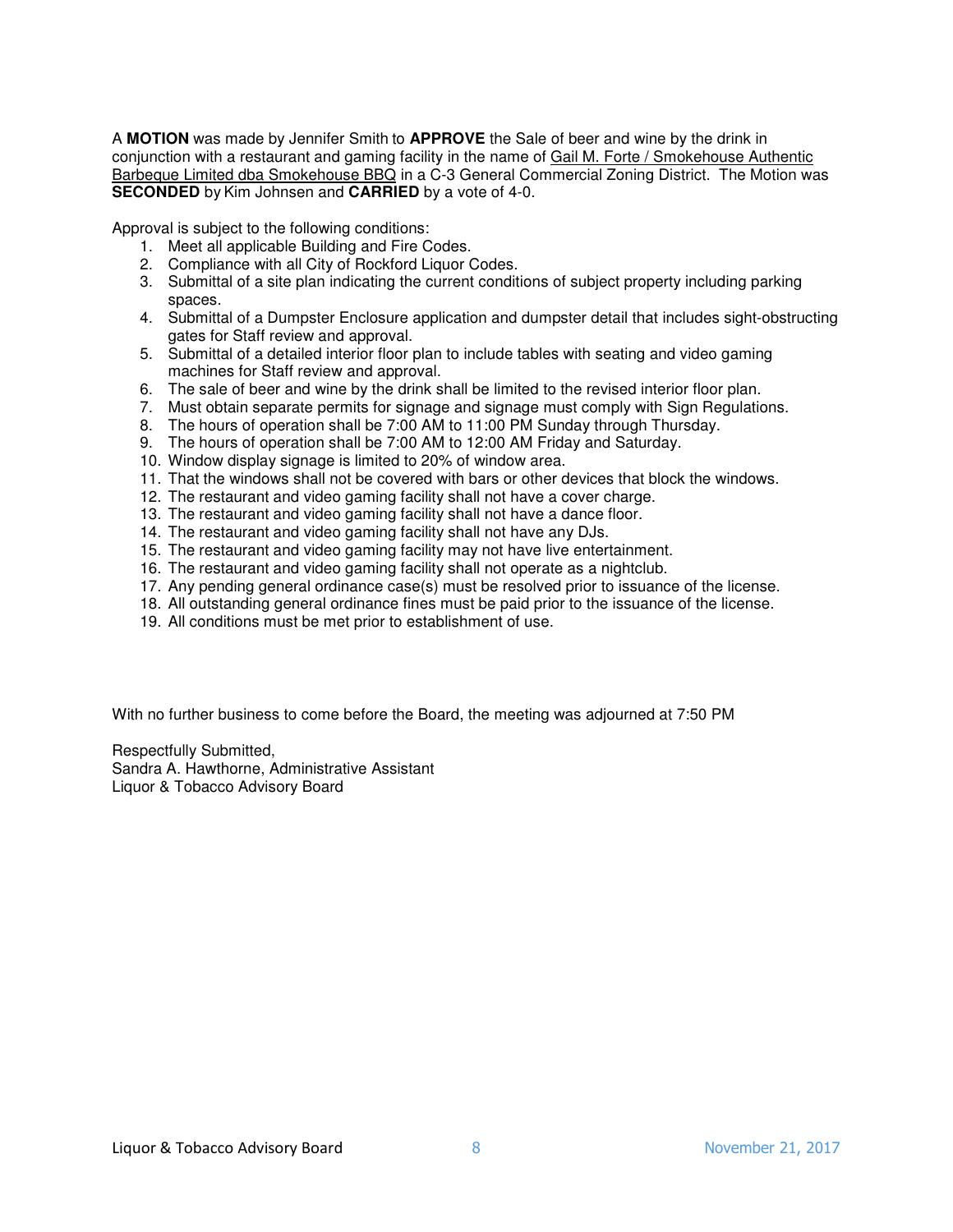A **MOTION** was made by Jennifer Smith to **APPROVE** the Sale of beer and wine by the drink in conjunction with a restaurant and gaming facility in the name of Gail M. Forte / Smokehouse Authentic Barbeque Limited dba Smokehouse BBQ in a C-3 General Commercial Zoning District. The Motion was **SECONDED** by Kim Johnsen and **CARRIED** by a vote of 4-0.

Approval is subject to the following conditions:

1. Meet all applicable Building and Fire Codes.
2. Compliance with all City of Rockford Liquor Codes.
3. Submittal of a site plan indicating the current conditions of subject property including parking spaces.
4. Submittal of a Dumpster Enclosure application and dumpster detail that includes sight-obstructing gates for Staff review and approval.
5. Submittal of a detailed interior floor plan to include tables with seating and video gaming machines for Staff review and approval.
6. The sale of beer and wine by the drink shall be limited to the revised interior floor plan.
7. Must obtain separate permits for signage and signage must comply with Sign Regulations.
8. The hours of operation shall be 7:00 AM to 11:00 PM Sunday through Thursday.
9. The hours of operation shall be 7:00 AM to 12:00 AM Friday and Saturday.
10. Window display signage is limited to 20% of window area.
11. That the windows shall not be covered with bars or other devices that block the windows.
12. The restaurant and video gaming facility shall not have a cover charge.
13. The restaurant and video gaming facility shall not have a dance floor.
14. The restaurant and video gaming facility shall not have any DJs.
15. The restaurant and video gaming facility may not have live entertainment.
16. The restaurant and video gaming facility shall not operate as a nightclub.
17. Any pending general ordinance case(s) must be resolved prior to issuance of the license.
18. All outstanding general ordinance fines must be paid prior to the issuance of the license.
19. All conditions must be met prior to establishment of use.

With no further business to come before the Board, the meeting was adjourned at 7:50 PM

Respectfully Submitted,
Sandra A. Hawthorne, Administrative Assistant
Liquor & Tobacco Advisory Board